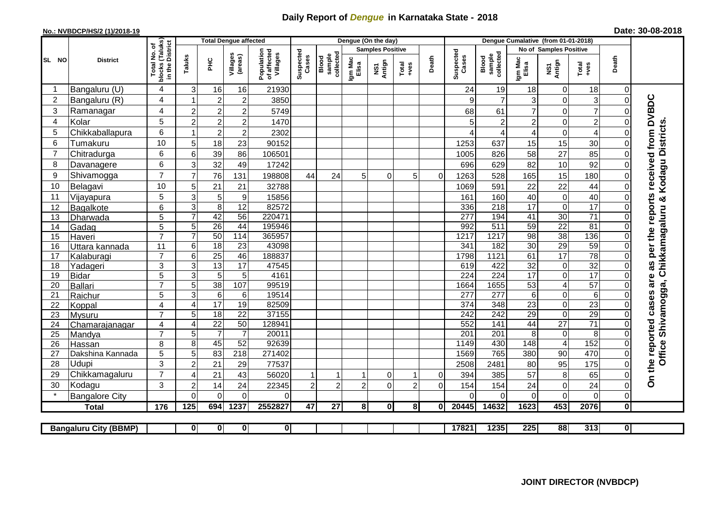# Daily Report of *Dengue* in Karnataka State - 2018

**No.: NVBDCP/HS/2 (1)/2018-19**

**Date: 30-08-2018**

| SL NO | District | Total No. of blocks (Taluks) in the District | Total Dengue affected | | | | Dengue (On the day) | | | | | | | Dengue Cumalative (from 01-01-2018) | | | | | | | |
|---|---|---|---|---|---|---|---|---|---|---|---|---|---|---|---|---|---|---|---|---|
| | | | Taluks | PHC | Villages (areas) | Population of affected Villages | Suspected Cases | Blood sample collected | Samples Positive | | | Death | Suspected Cases | Blood sample collected | No of Samples Positive | | | Death | |
| | | | | | | | | | Igm Mac Elisa | NS1 Antign | Total +ves | | | | Igm Mac Elisa | NS1 Antign | Total +ves | | |
| 1 | Bangaluru (U) | 4 | 3 | 16 | 16 | 21930 | | | | | | | 24 | 19 | 18 | 0 | 18 | 0 | On the reported cases are as per the reports received from DVBDC Office Shivamogga, Chikkamagaluru & Kodagu Districts. |
| 2 | Bangaluru (R) | 4 | 1 | 2 | 2 | 3850 | | | | | | | 9 | 7 | 3 | 0 | 3 | 0 | |
| 3 | Ramanagar | 4 | 2 | 2 | 2 | 5749 | | | | | | | 68 | 61 | 7 | 0 | 7 | 0 | |
| 4 | Kolar | 5 | 2 | 2 | 2 | 1470 | | | | | | | 5 | 2 | 2 | 0 | 2 | 0 | |
| 5 | Chikkaballapura | 6 | 1 | 2 | 2 | 2302 | | | | | | | 4 | 4 | 4 | 0 | 4 | 0 | |
| 6 | Tumakuru | 10 | 5 | 18 | 23 | 90152 | | | | | | | 1253 | 637 | 15 | 15 | 30 | 0 | |
| 7 | Chitradurga | 6 | 6 | 39 | 86 | 106501 | | | | | | | 1005 | 826 | 58 | 27 | 85 | 0 | |
| 8 | Davanagere | 6 | 3 | 32 | 49 | 17242 | | | | | | | 696 | 629 | 82 | 10 | 92 | 0 | |
| 9 | Shivamogga | 7 | 7 | 76 | 131 | 198808 | 44 | 24 | 5 | 0 | 5 | 0 | 1263 | 528 | 165 | 15 | 180 | 0 | |
| 10 | Belagavi | 10 | 5 | 21 | 21 | 32788 | | | | | | | 1069 | 591 | 22 | 22 | 44 | 0 | |
| 11 | Vijayapura | 5 | 3 | 5 | 9 | 15856 | | | | | | | 161 | 160 | 40 | 0 | 40 | 0 | |
| 12 | Bagalkote | 6 | 3 | 8 | 12 | 82572 | | | | | | | 336 | 218 | 17 | 0 | 17 | 0 | |
| 13 | Dharwada | 5 | 7 | 42 | 56 | 220471 | | | | | | | 277 | 194 | 41 | 30 | 71 | 0 | |
| 14 | Gadag | 5 | 5 | 26 | 44 | 195946 | | | | | | | 992 | 511 | 59 | 22 | 81 | 0 | |
| 15 | Haveri | 7 | 7 | 50 | 114 | 365957 | | | | | | | 1217 | 1217 | 98 | 38 | 136 | 0 | |
| 16 | Uttara kannada | 11 | 6 | 18 | 23 | 43098 | | | | | | | 341 | 182 | 30 | 29 | 59 | 0 | |
| 17 | Kalaburagi | 7 | 6 | 25 | 46 | 188837 | | | | | | | 1798 | 1121 | 61 | 17 | 78 | 0 | |
| 18 | Yadageri | 3 | 3 | 13 | 17 | 47545 | | | | | | | 619 | 422 | 32 | 0 | 32 | 0 | |
| 19 | Bidar | 5 | 3 | 5 | 5 | 4161 | | | | | | | 224 | 224 | 17 | 0 | 17 | 0 | |
| 20 | Ballari | 7 | 5 | 38 | 107 | 99519 | | | | | | | 1664 | 1655 | 53 | 4 | 57 | 0 | |
| 21 | Raichur | 5 | 3 | 6 | 6 | 19514 | | | | | | | 277 | 277 | 6 | 0 | 6 | 0 | |
| 22 | Koppal | 4 | 4 | 17 | 19 | 82509 | | | | | | | 374 | 348 | 23 | 0 | 23 | 0 | |
| 23 | Mysuru | 7 | 5 | 18 | 22 | 37155 | | | | | | | 242 | 242 | 29 | 0 | 29 | 0 | |
| 24 | Chamarajanagar | 4 | 4 | 22 | 50 | 128941 | | | | | | | 552 | 141 | 44 | 27 | 71 | 0 | |
| 25 | Mandya | 7 | 5 | 7 | 7 | 20011 | | | | | | | 201 | 201 | 8 | 0 | 8 | 0 | |
| 26 | Hassan | 8 | 8 | 45 | 52 | 92639 | | | | | | | 1149 | 430 | 148 | 4 | 152 | 0 | |
| 27 | Dakshina Kannada | 5 | 5 | 83 | 218 | 271402 | | | | | | | 1569 | 765 | 380 | 90 | 470 | 0 | |
| 28 | Udupi | 3 | 2 | 21 | 29 | 77537 | | | | | | | 2508 | 2481 | 80 | 95 | 175 | 0 | |
| 29 | Chikkamagaluru | 7 | 4 | 21 | 43 | 56020 | 1 | 1 | 1 | 0 | 1 | 0 | 394 | 385 | 57 | 8 | 65 | 0 | |
| 30 | Kodagu | 3 | 2 | 14 | 24 | 22345 | 2 | 2 | 2 | 0 | 2 | 0 | 154 | 154 | 24 | 0 | 24 | 0 | |
| * | Bangalore City | | 0 | 0 | 0 | 0 | | | | | | | 0 | 0 | 0 | 0 | 0 | 0 | |
| | **Total** | **176** | **125** | **694** | **1237** | **2552827** | **47** | **27** | **8** | **0** | **8** | **0** | **20445** | **14632** | **1623** | **453** | **2076** | **0** | |

| Bangaluru City (BBMP) | | 0 | 0 | 0 | 0 | | | | | | | 17821 | 1235 | 225 | 88 | 313 | 0 |
|---|---|---|---|---|---|---|---|---|---|---|---|---|---|---|---|---|---|

**JOINT DIRECTOR (NVBDCP)**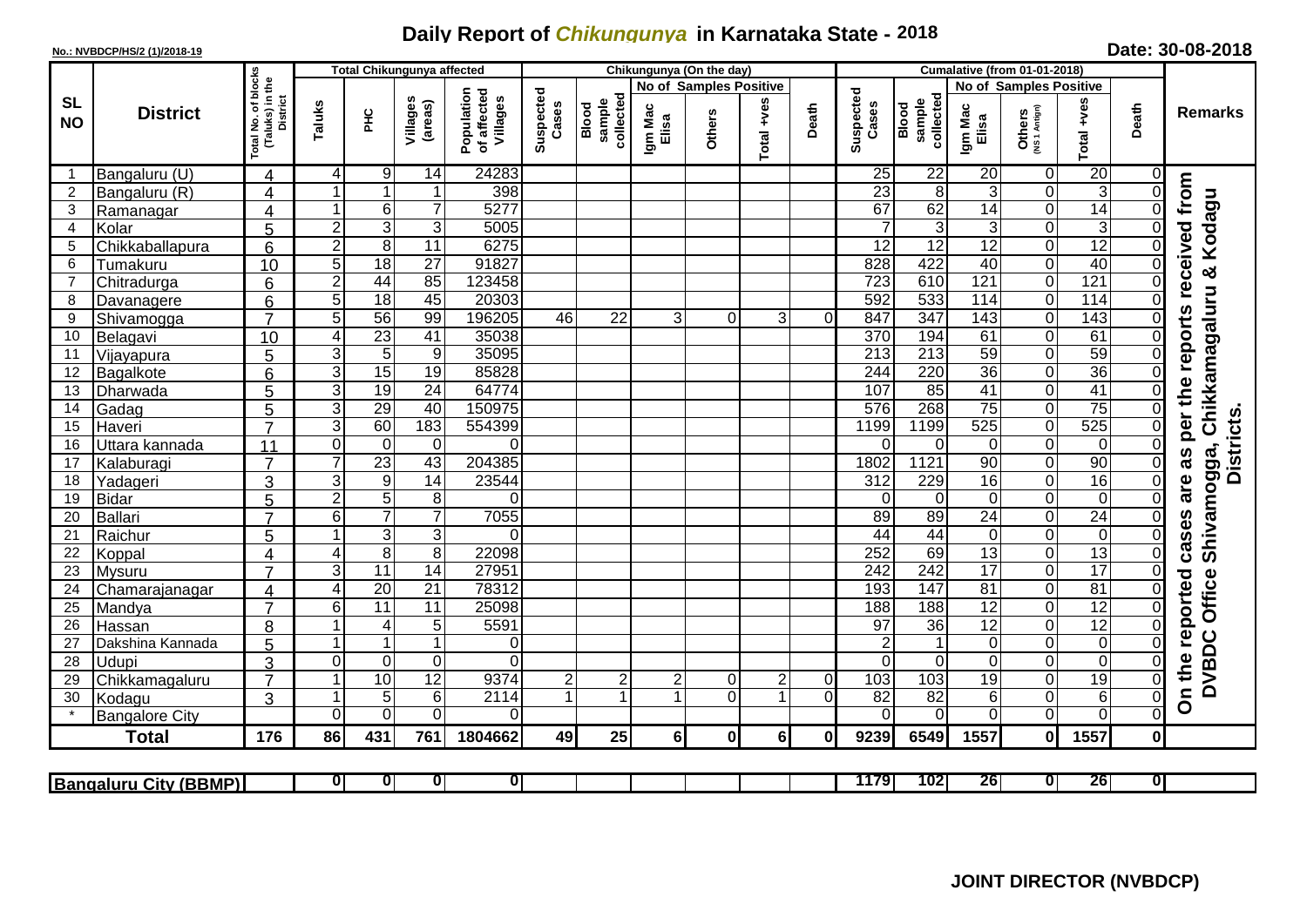# Daily Report of *Chikungunya* in Karnataka State - 2018

**No.: NVBDCP/HS/2 (1)/2018-19**

**Date: 30-08-2018**

| SL NO | District | Total No. of blocks (Taluks) in the District | Total Chikungunya affected | | | | Chikungunya (On the day) | | | | | | Cumalative (from 01-01-2018) | | | | | | Remarks |
|---|---|---|---|---|---|---|---|---|---|---|---|---|---|---|---|---|---|---|---|
| | | | Taluks | PHC | Villages (areas) | Population of affected Villages | Suspected Cases | Blood sample collected | No of Samples Positive | | | Death | Suspected Cases | Blood sample collected | No of Samples Positive | | | Death | |
| | | | | | | | | | Igm Mac Elisa | Others | Total +ves | | | | Igm Mac Elisa | Others (NS1 Antigen) | Total +ves | | |
| 1 | Bangaluru (U) | 4 | 4 | 9 | 14 | 24283 | | | | | | | 25 | 22 | 20 | 0 | 20 | 0 | On the reported cases are as per the reports received from DVBDC Office Shivamogga, Chikkamagaluru & Kodagu Districts. |
| 2 | Bangaluru (R) | 4 | 1 | 1 | 1 | 398 | | | | | | | 23 | 8 | 3 | 0 | 3 | 0 | |
| 3 | Ramanagar | 4 | 1 | 6 | 7 | 5277 | | | | | | | 67 | 62 | 14 | 0 | 14 | 0 | |
| 4 | Kolar | 5 | 2 | 3 | 3 | 5005 | | | | | | | 7 | 3 | 3 | 0 | 3 | 0 | |
| 5 | Chikkaballapura | 6 | 2 | 8 | 11 | 6275 | | | | | | | 12 | 12 | 12 | 0 | 12 | 0 | |
| 6 | Tumakuru | 10 | 5 | 18 | 27 | 91827 | | | | | | | 828 | 422 | 40 | 0 | 40 | 0 | |
| 7 | Chitradurga | 6 | 2 | 44 | 85 | 123458 | | | | | | | 723 | 610 | 121 | 0 | 121 | 0 | |
| 8 | Davanagere | 6 | 5 | 18 | 45 | 20303 | | | | | | | 592 | 533 | 114 | 0 | 114 | 0 | |
| 9 | Shivamogga | 7 | 5 | 56 | 99 | 196205 | 46 | 22 | 3 | 0 | 3 | 0 | 847 | 347 | 143 | 0 | 143 | 0 | |
| 10 | Belagavi | 10 | 4 | 23 | 41 | 35038 | | | | | | | 370 | 194 | 61 | 0 | 61 | 0 | |
| 11 | Vijayapura | 5 | 3 | 5 | 9 | 35095 | | | | | | | 213 | 213 | 59 | 0 | 59 | 0 | |
| 12 | Bagalkote | 6 | 3 | 15 | 19 | 85828 | | | | | | | 244 | 220 | 36 | 0 | 36 | 0 | |
| 13 | Dharwada | 5 | 3 | 19 | 24 | 64774 | | | | | | | 107 | 85 | 41 | 0 | 41 | 0 | |
| 14 | Gadag | 5 | 3 | 29 | 40 | 150975 | | | | | | | 576 | 268 | 75 | 0 | 75 | 0 | |
| 15 | Haveri | 7 | 3 | 60 | 183 | 554399 | | | | | | | 1199 | 1199 | 525 | 0 | 525 | 0 | |
| 16 | Uttara kannada | 11 | 0 | 0 | 0 | 0 | | | | | | | 0 | 0 | 0 | 0 | 0 | 0 | |
| 17 | Kalaburagi | 7 | 7 | 23 | 43 | 204385 | | | | | | | 1802 | 1121 | 90 | 0 | 90 | 0 | |
| 18 | Yadageri | 3 | 3 | 9 | 14 | 23544 | | | | | | | 312 | 229 | 16 | 0 | 16 | 0 | |
| 19 | Bidar | 5 | 2 | 5 | 8 | 0 | | | | | | | 0 | 0 | 0 | 0 | 0 | 0 | |
| 20 | Ballari | 7 | 6 | 7 | 7 | 7055 | | | | | | | 89 | 89 | 24 | 0 | 24 | 0 | |
| 21 | Raichur | 5 | 1 | 3 | 3 | 0 | | | | | | | 44 | 44 | 0 | 0 | 0 | 0 | |
| 22 | Koppal | 4 | 4 | 8 | 8 | 22098 | | | | | | | 252 | 69 | 13 | 0 | 13 | 0 | |
| 23 | Mysuru | 7 | 3 | 11 | 14 | 27951 | | | | | | | 242 | 242 | 17 | 0 | 17 | 0 | |
| 24 | Chamarajanagar | 4 | 4 | 20 | 21 | 78312 | | | | | | | 193 | 147 | 81 | 0 | 81 | 0 | |
| 25 | Mandya | 7 | 6 | 11 | 11 | 25098 | | | | | | | 188 | 188 | 12 | 0 | 12 | 0 | |
| 26 | Hassan | 8 | 1 | 4 | 5 | 5591 | | | | | | | 97 | 36 | 12 | 0 | 12 | 0 | |
| 27 | Dakshina Kannada | 5 | 1 | 1 | 1 | 0 | | | | | | | 2 | 1 | 0 | 0 | 0 | 0 | |
| 28 | Udupi | 3 | 0 | 0 | 0 | 0 | | | | | | | 0 | 0 | 0 | 0 | 0 | 0 | |
| 29 | Chikkamagaluru | 7 | 1 | 10 | 12 | 9374 | 2 | 2 | 2 | 0 | 2 | 0 | 103 | 103 | 19 | 0 | 19 | 0 | |
| 30 | Kodagu | 3 | 1 | 5 | 6 | 2114 | 1 | 1 | 1 | 0 | 1 | 0 | 82 | 82 | 6 | 0 | 6 | 0 | |
| * | Bangalore City | | 0 | 0 | 0 | 0 | | | | | | | 0 | 0 | 0 | 0 | 0 | 0 | |
| **Total** | | **176** | **86** | **431** | **761** | **1804662** | **49** | **25** | **6** | **0** | **6** | **0** | **9239** | **6549** | **1557** | **0** | **1557** | **0** | |

| | | | | | | | | | | | | | | | | | | |
|---|---|---|---|---|---|---|---|---|---|---|---|---|---|---|---|---|---|---|
| **Bangaluru City (BBMP)** | | 0 | 0 | 0 | 0 | | | | | | | 1179 | 102 | 26 | 0 | 26 | 0 | |

**JOINT DIRECTOR (NVBDCP)**